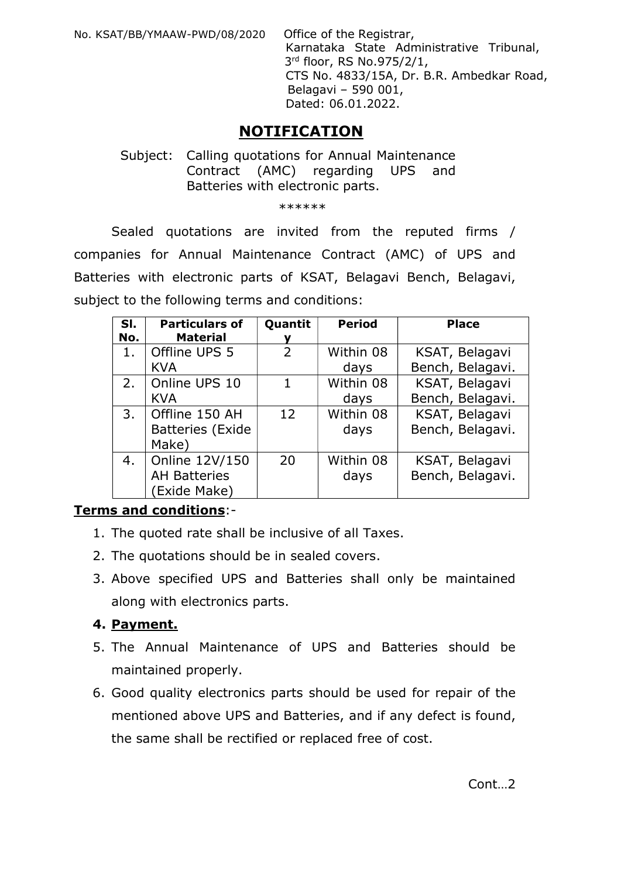No. KSAT/BB/YMAAW-PWD/08/2020

Office of the Registrar,
Karnataka State Administrative Tribunal,
3rd floor, RS No.975/2/1,
CTS No. 4833/15A, Dr. B.R. Ambedkar Road,
Belagavi – 590 001,
Dated: 06.01.2022.

# NOTIFICATION

Subject: Calling quotations for Annual Maintenance Contract (AMC) regarding UPS and Batteries with electronic parts.

\*\*\*\*\*\*

Sealed quotations are invited from the reputed firms / companies for Annual Maintenance Contract (AMC) of UPS and Batteries with electronic parts of KSAT, Belagavi Bench, Belagavi, subject to the following terms and conditions:

| Sl. No. | Particulars of Material | Quantity | Period | Place |
|---|---|---|---|---|
| 1. | Offline UPS 5 KVA | 2 | Within 08 days | KSAT, Belagavi Bench, Belagavi. |
| 2. | Online UPS 10 KVA | 1 | Within 08 days | KSAT, Belagavi Bench, Belagavi. |
| 3. | Offline 150 AH Batteries (Exide Make) | 12 | Within 08 days | KSAT, Belagavi Bench, Belagavi. |
| 4. | Online 12V/150 AH Batteries (Exide Make) | 20 | Within 08 days | KSAT, Belagavi Bench, Belagavi. |

**Terms and conditions**:-

1. The quoted rate shall be inclusive of all Taxes.
2. The quotations should be in sealed covers.
3. Above specified UPS and Batteries shall only be maintained along with electronics parts.
4. **Payment.**
5. The Annual Maintenance of UPS and Batteries should be maintained properly.
6. Good quality electronics parts should be used for repair of the mentioned above UPS and Batteries, and if any defect is found, the same shall be rectified or replaced free of cost.

Cont…2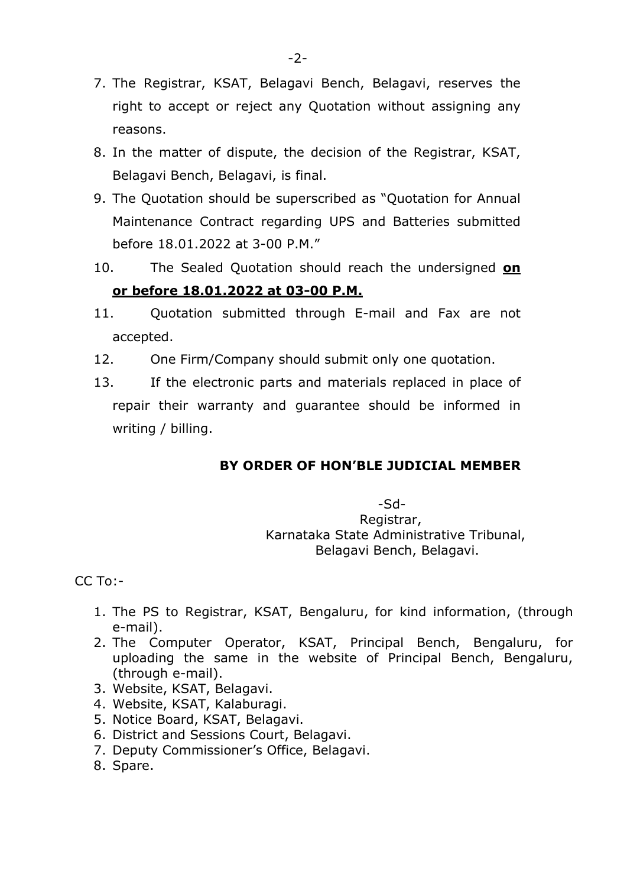7. The Registrar, KSAT, Belagavi Bench, Belagavi, reserves the right to accept or reject any Quotation without assigning any reasons.
8. In the matter of dispute, the decision of the Registrar, KSAT, Belagavi Bench, Belagavi, is final.
9. The Quotation should be superscribed as "Quotation for Annual Maintenance Contract regarding UPS and Batteries submitted before 18.01.2022 at 3-00 P.M."
10. The Sealed Quotation should reach the undersigned **on or before 18.01.2022 at 03-00 P.M.**
11. Quotation submitted through E-mail and Fax are not accepted.
12. One Firm/Company should submit only one quotation.
13. If the electronic parts and materials replaced in place of repair their warranty and guarantee should be informed in writing / billing.

**BY ORDER OF HON'BLE JUDICIAL MEMBER**

-Sd-
Registrar,
Karnataka State Administrative Tribunal,
Belagavi Bench, Belagavi.

CC To:-

1. The PS to Registrar, KSAT, Bengaluru, for kind information, (through e-mail).
2. The Computer Operator, KSAT, Principal Bench, Bengaluru, for uploading the same in the website of Principal Bench, Bengaluru, (through e-mail).
3. Website, KSAT, Belagavi.
4. Website, KSAT, Kalaburagi.
5. Notice Board, KSAT, Belagavi.
6. District and Sessions Court, Belagavi.
7. Deputy Commissioner's Office, Belagavi.
8. Spare.